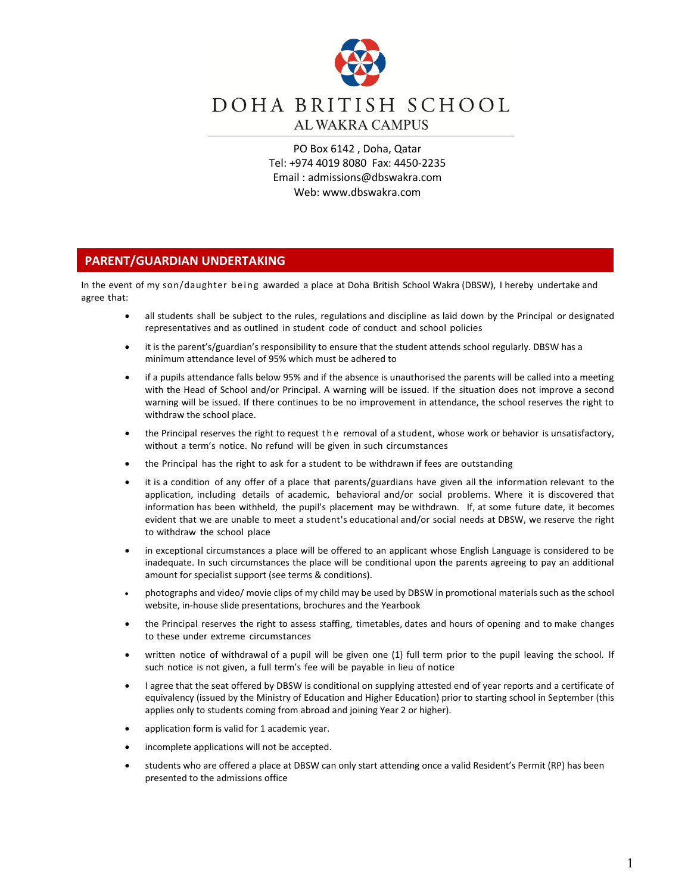# DOHA BRITISH SCHOOL

## AL WAKRA CAMPUS

PO Box 6142 , Doha, Qatar
Tel: +974 4019 8080 Fax: 4450-2235
Email : admissions@dbswakra.com
Web: www.dbswakra.com

## PARENT/GUARDIAN UNDERTAKING

In the event of my son/daughter being awarded a place at Doha British School Wakra (DBSW), I hereby undertake and agree that:

- all students shall be subject to the rules, regulations and discipline as laid down by the Principal or designated representatives and as outlined in student code of conduct and school policies
- it is the parent's/guardian's responsibility to ensure that the student attends school regularly. DBSW has a minimum attendance level of 95% which must be adhered to
- if a pupils attendance falls below 95% and if the absence is unauthorised the parents will be called into a meeting with the Head of School and/or Principal. A warning will be issued. If the situation does not improve a second warning will be issued. If there continues to be no improvement in attendance, the school reserves the right to withdraw the school place.
- the Principal reserves the right to request the removal of a student, whose work or behavior is unsatisfactory, without a term's notice. No refund will be given in such circumstances
- the Principal has the right to ask for a student to be withdrawn if fees are outstanding
- it is a condition of any offer of a place that parents/guardians have given all the information relevant to the application, including details of academic, behavioral and/or social problems. Where it is discovered that information has been withheld, the pupil's placement may be withdrawn. If, at some future date, it becomes evident that we are unable to meet a student's educational and/or social needs at DBSW, we reserve the right to withdraw the school place
- in exceptional circumstances a place will be offered to an applicant whose English Language is considered to be inadequate. In such circumstances the place will be conditional upon the parents agreeing to pay an additional amount for specialist support (see terms & conditions).
- photographs and video/ movie clips of my child may be used by DBSW in promotional materials such as the school website, in-house slide presentations, brochures and the Yearbook
- the Principal reserves the right to assess staffing, timetables, dates and hours of opening and to make changes to these under extreme circumstances
- written notice of withdrawal of a pupil will be given one (1) full term prior to the pupil leaving the school. If such notice is not given, a full term's fee will be payable in lieu of notice
- I agree that the seat offered by DBSW is conditional on supplying attested end of year reports and a certificate of equivalency (issued by the Ministry of Education and Higher Education) prior to starting school in September (this applies only to students coming from abroad and joining Year 2 or higher).
- application form is valid for 1 academic year.
- incomplete applications will not be accepted.
- students who are offered a place at DBSW can only start attending once a valid Resident's Permit (RP) has been presented to the admissions office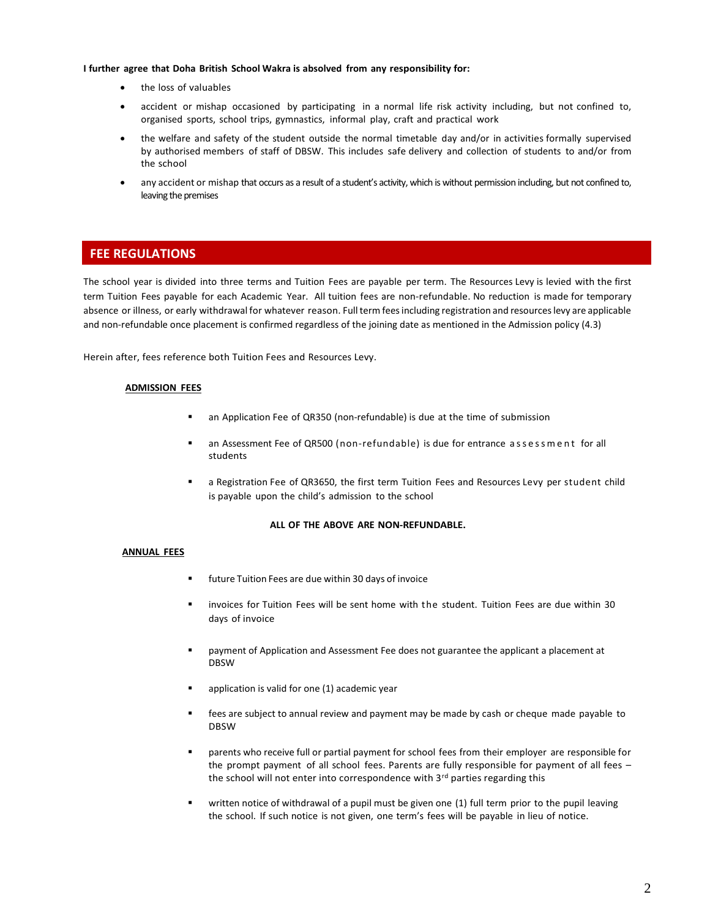**I further agree that Doha British School Wakra is absolved from any responsibility for:**

- the loss of valuables
- accident or mishap occasioned by participating in a normal life risk activity including, but not confined to, organised sports, school trips, gymnastics, informal play, craft and practical work
- the welfare and safety of the student outside the normal timetable day and/or in activities formally supervised by authorised members of staff of DBSW. This includes safe delivery and collection of students to and/or from the school
- any accident or mishap that occurs as a result of a student's activity, which is without permission including, but not confined to, leaving the premises

## FEE REGULATIONS

The school year is divided into three terms and Tuition Fees are payable per term. The Resources Levy is levied with the first term Tuition Fees payable for each Academic Year. All tuition fees are non-refundable. No reduction is made for temporary absence or illness, or early withdrawal for whatever reason. Full term fees including registration and resources levy are applicable and non-refundable once placement is confirmed regardless of the joining date as mentioned in the Admission policy (4.3)

Herein after, fees reference both Tuition Fees and Resources Levy.

### ADMISSION FEES

- an Application Fee of QR350 (non-refundable) is due at the time of submission
- an Assessment Fee of QR500 (non-refundable) is due for entrance assessment for all students
- a Registration Fee of QR3650, the first term Tuition Fees and Resources Levy per student child is payable upon the child's admission to the school

**ALL OF THE ABOVE ARE NON-REFUNDABLE.**

### ANNUAL FEES

- future Tuition Fees are due within 30 days of invoice
- invoices for Tuition Fees will be sent home with the student. Tuition Fees are due within 30 days of invoice
- payment of Application and Assessment Fee does not guarantee the applicant a placement at DBSW
- application is valid for one (1) academic year
- fees are subject to annual review and payment may be made by cash or cheque made payable to DBSW
- parents who receive full or partial payment for school fees from their employer are responsible for the prompt payment of all school fees. Parents are fully responsible for payment of all fees – the school will not enter into correspondence with 3rd parties regarding this
- written notice of withdrawal of a pupil must be given one (1) full term prior to the pupil leaving the school. If such notice is not given, one term's fees will be payable in lieu of notice.